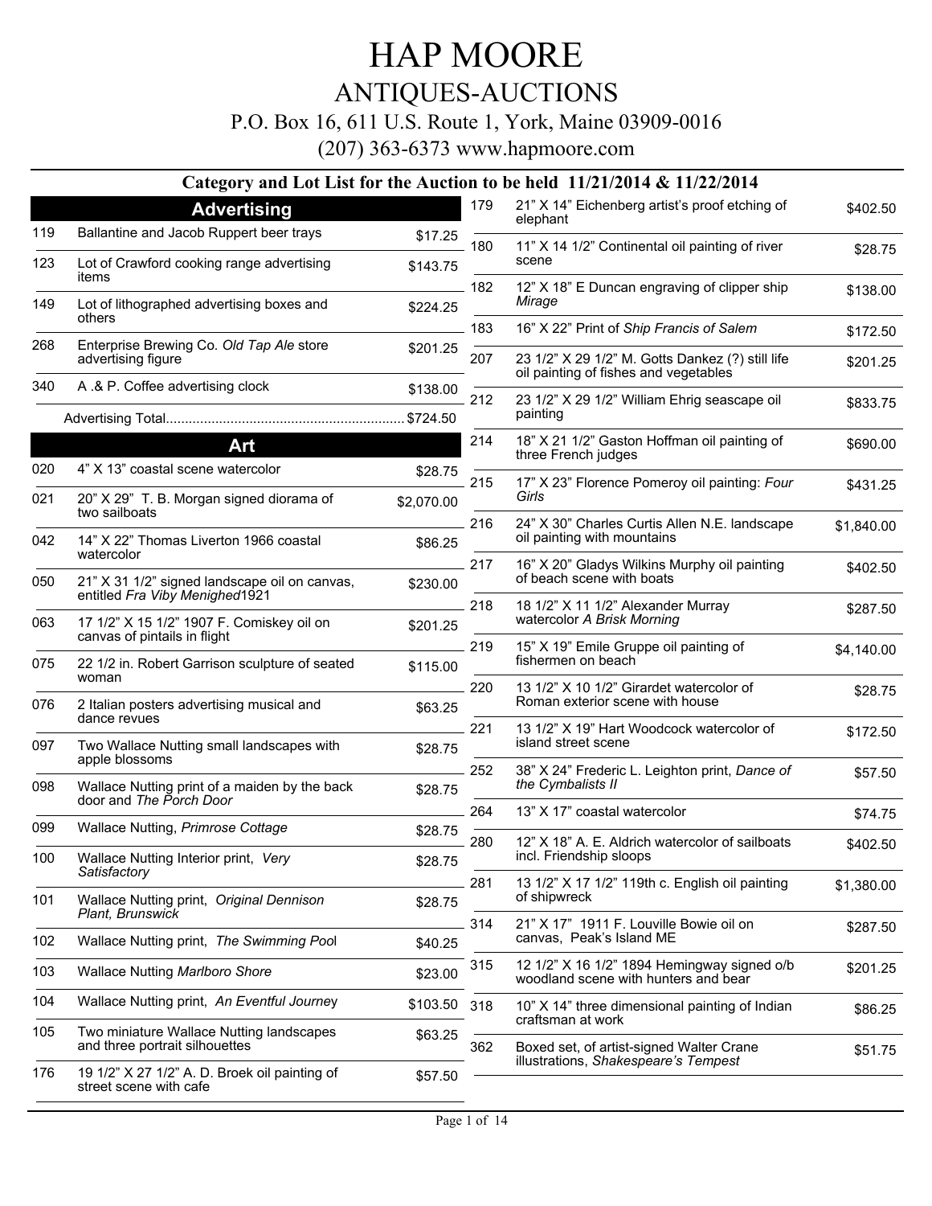# HAP MOORE

## ANTIQUES-AUCTIONS

P.O. Box 16, 611 U.S. Route 1, York, Maine 03909-0016

(207) 363-6373 www.hapmoore.com

### Category and Lot List for the Auction to be held 11/21/2014 & 11/22/2014

## Advertising

| Lot | Description | Price |
|---|---|---|
| 119 | Ballantine and Jacob Ruppert beer trays | $17.25 |
| 123 | Lot of Crawford cooking range advertising items | $143.75 |
| 149 | Lot of lithographed advertising boxes and others | $224.25 |
| 268 | Enterprise Brewing Co. *Old Tap Ale* store advertising figure | $201.25 |
| 340 | A .& P. Coffee advertising clock | $138.00 |

Advertising Total.............................................................. $724.50

## Art

| Lot | Description | Price |
|---|---|---|
| 020 | 4" X 13" coastal scene watercolor | $28.75 |
| 021 | 20" X 29" T. B. Morgan signed diorama of two sailboats | $2,070.00 |
| 042 | 14" X 22" Thomas Liverton 1966 coastal watercolor | $86.25 |
| 050 | 21" X 31 1/2" signed landscape oil on canvas, entitled *Fra Viby Menighed*1921 | $230.00 |
| 063 | 17 1/2" X 15 1/2" 1907 F. Comiskey oil on canvas of pintails in flight | $201.25 |
| 075 | 22 1/2 in. Robert Garrison sculpture of seated woman | $115.00 |
| 076 | 2 Italian posters advertising musical and dance revues | $63.25 |
| 097 | Two Wallace Nutting small landscapes with apple blossoms | $28.75 |
| 098 | Wallace Nutting print of a maiden by the back door and *The Porch Door* | $28.75 |
| 099 | Wallace Nutting, *Primrose Cottage* | $28.75 |
| 100 | Wallace Nutting Interior print, *Very Satisfactory* | $28.75 |
| 101 | Wallace Nutting print, *Original Dennison Plant, Brunswick* | $28.75 |
| 102 | Wallace Nutting print, *The Swimming Pool* | $40.25 |
| 103 | Wallace Nutting *Marlboro Shore* | $23.00 |
| 104 | Wallace Nutting print, *An Eventful Journey* | $103.50 |
| 105 | Two miniature Wallace Nutting landscapes and three portrait silhouettes | $63.25 |
| 176 | 19 1/2" X 27 1/2" A. D. Broek oil painting of street scene with cafe | $57.50 |
| 179 | 21" X 14" Eichenberg artist's proof etching of elephant | $402.50 |
| 180 | 11" X 14 1/2" Continental oil painting of river scene | $28.75 |
| 182 | 12" X 18" E Duncan engraving of clipper ship *Mirage* | $138.00 |
| 183 | 16" X 22" Print of *Ship Francis of Salem* | $172.50 |
| 207 | 23 1/2" X 29 1/2" M. Gotts Dankez (?) still life oil painting of fishes and vegetables | $201.25 |
| 212 | 23 1/2" X 29 1/2" William Ehrig seascape oil painting | $833.75 |
| 214 | 18" X 21 1/2" Gaston Hoffman oil painting of three French judges | $690.00 |
| 215 | 17" X 23" Florence Pomeroy oil painting: *Four Girls* | $431.25 |
| 216 | 24" X 30" Charles Curtis Allen N.E. landscape oil painting with mountains | $1,840.00 |
| 217 | 16" X 20" Gladys Wilkins Murphy oil painting of beach scene with boats | $402.50 |
| 218 | 18 1/2" X 11 1/2" Alexander Murray watercolor *A Brisk Morning* | $287.50 |
| 219 | 15" X 19" Emile Gruppe oil painting of fishermen on beach | $4,140.00 |
| 220 | 13 1/2" X 10 1/2" Girardet watercolor of Roman exterior scene with house | $28.75 |
| 221 | 13 1/2" X 19" Hart Woodcock watercolor of island street scene | $172.50 |
| 252 | 38" X 24" Frederic L. Leighton print, *Dance of the Cymbalists II* | $57.50 |
| 264 | 13" X 17" coastal watercolor | $74.75 |
| 280 | 12" X 18" A. E. Aldrich watercolor of sailboats incl. Friendship sloops | $402.50 |
| 281 | 13 1/2" X 17 1/2" 119th c. English oil painting of shipwreck | $1,380.00 |
| 314 | 21" X 17" 1911 F. Louville Bowie oil on canvas, Peak's Island ME | $287.50 |
| 315 | 12 1/2" X 16 1/2" 1894 Hemingway signed o/b woodland scene with hunters and bear | $201.25 |
| 318 | 10" X 14" three dimensional painting of Indian craftsman at work | $86.25 |
| 362 | Boxed set, of artist-signed Walter Crane illustrations, *Shakespeare's Tempest* | $51.75 |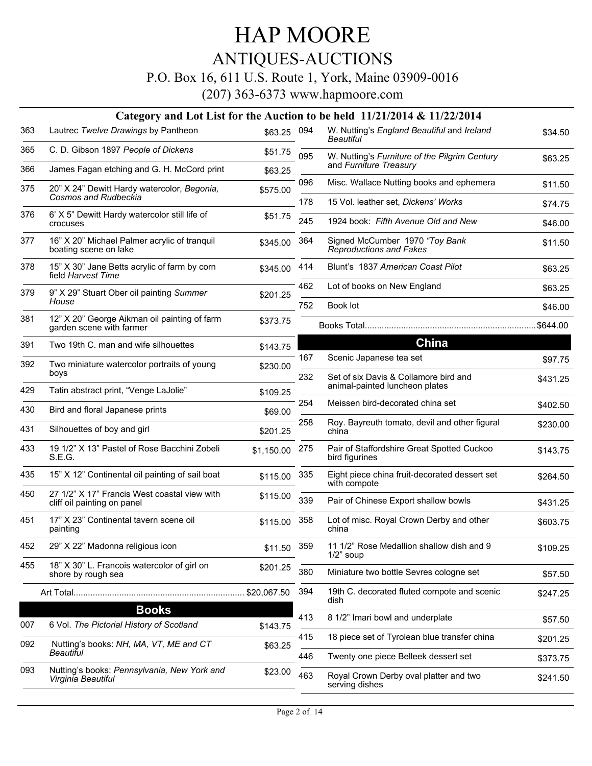# HAP MOORE

## ANTIQUES-AUCTIONS

P.O. Box 16, 611 U.S. Route 1, York, Maine 03909-0016

(207) 363-6373 www.hapmoore.com

### Category and Lot List for the Auction to be held 11/21/2014 & 11/22/2014

| Lot | Description | Price |
|---|---|---|
| 363 | Lautrec *Twelve Drawings* by Pantheon | $63.25 |
| 365 | C. D. Gibson 1897 *People of Dickens* | $51.75 |
| 366 | James Fagan etching and G. H. McCord print | $63.25 |
| 375 | 20" X 24" Dewitt Hardy watercolor, *Begonia, Cosmos and Rudbeckia* | $575.00 |
| 376 | 6' X 5" Dewitt Hardy watercolor still life of crocuses | $51.75 |
| 377 | 16" X 20" Michael Palmer acrylic of tranquil boating scene on lake | $345.00 |
| 378 | 15" X 30" Jane Betts acrylic of farm by corn field *Harvest Time* | $345.00 |
| 379 | 9" X 29" Stuart Ober oil painting *Summer House* | $201.25 |
| 381 | 12" X 20" George Aikman oil painting of farm garden scene with farmer | $373.75 |
| 391 | Two 19th C. man and wife silhouettes | $143.75 |
| 392 | Two miniature watercolor portraits of young boys | $230.00 |
| 429 | Tatin abstract print, "Venge LaJolie" | $109.25 |
| 430 | Bird and floral Japanese prints | $69.00 |
| 431 | Silhouettes of boy and girl | $201.25 |
| 433 | 19 1/2" X 13" Pastel of Rose Bacchini Zobeli S.E.G. | $1,150.00 |
| 435 | 15" X 12" Continental oil painting of sail boat | $115.00 |
| 450 | 27 1/2" X 17" Francis West coastal view with cliff oil painting on panel | $115.00 |
| 451 | 17" X 23" Continental tavern scene oil painting | $115.00 |
| 452 | 29" X 22" Madonna religious icon | $11.50 |
| 455 | 18" X 30" L. Francois watercolor of girl on shore by rough sea | $201.25 |

Art Total...................................................................... $20,067.50

## Books

| Lot | Description | Price |
|---|---|---|
| 007 | 6 Vol. *The Pictorial History of Scotland* | $143.75 |
| 092 | Nutting's books: *NH, MA, VT, ME and CT Beautiful* | $63.25 |
| 093 | Nutting's books: *Pennsylvania, New York and Virginia Beautiful* | $23.00 |
| 094 | W. Nutting's *England Beautiful* and *Ireland Beautiful* | $34.50 |
| 095 | W. Nutting's *Furniture of the Pilgrim Century* and *Furniture Treasury* | $63.25 |
| 096 | Misc. Wallace Nutting books and ephemera | $11.50 |
| 178 | 15 Vol. leather set, *Dickens' Works* | $74.75 |
| 245 | 1924 book: *Fifth Avenue Old and New* | $46.00 |
| 364 | Signed McCumber 1970 *"Toy Bank Reproductions and Fakes* | $11.50 |
| 414 | Blunt's 1837 *American Coast Pilot* | $63.25 |
| 462 | Lot of books on New England | $63.25 |
| 752 | Book lot | $46.00 |

Books Total....................................................................... $644.00

## China

| Lot | Description | Price |
|---|---|---|
| 167 | Scenic Japanese tea set | $97.75 |
| 232 | Set of six Davis & Collamore bird and animal-painted luncheon plates | $431.25 |
| 254 | Meissen bird-decorated china set | $402.50 |
| 258 | Roy. Bayreuth tomato, devil and other figural china | $230.00 |
| 275 | Pair of Staffordshire Great Spotted Cuckoo bird figurines | $143.75 |
| 335 | Eight piece china fruit-decorated dessert set with compote | $264.50 |
| 339 | Pair of Chinese Export shallow bowls | $431.25 |
| 358 | Lot of misc. Royal Crown Derby and other china | $603.75 |
| 359 | 11 1/2" Rose Medallion shallow dish and 9 1/2" soup | $109.25 |
| 380 | Miniature two bottle Sevres cologne set | $57.50 |
| 394 | 19th C. decorated fluted compote and scenic dish | $247.25 |
| 413 | 8 1/2" Imari bowl and underplate | $57.50 |
| 415 | 18 piece set of Tyrolean blue transfer china | $201.25 |
| 446 | Twenty one piece Belleek dessert set | $373.75 |
| 463 | Royal Crown Derby oval platter and two serving dishes | $241.50 |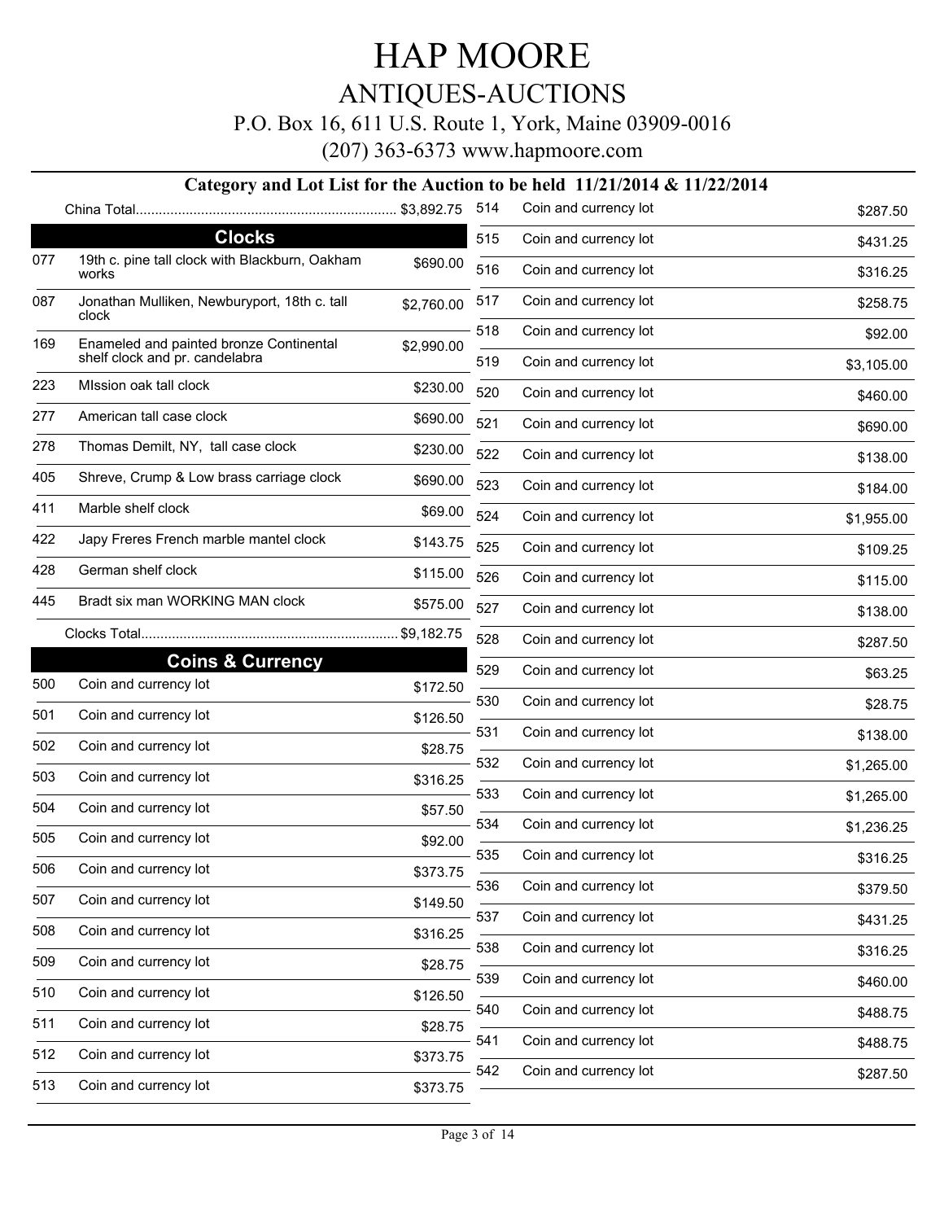# HAP MOORE

## ANTIQUES-AUCTIONS

P.O. Box 16, 611 U.S. Route 1, York, Maine 03909-0016

(207) 363-6373 www.hapmoore.com

### Category and Lot List for the Auction to be held 11/21/2014 & 11/22/2014

China Total.................................................................... $3,892.75

## Clocks

| Lot | Description | Price |
|---|---|---|
| 077 | 19th c. pine tall clock with Blackburn, Oakham works | $690.00 |
| 087 | Jonathan Mulliken, Newburyport, 18th c. tall clock | $2,760.00 |
| 169 | Enameled and painted bronze Continental shelf clock and pr. candelabra | $2,990.00 |
| 223 | MIssion oak tall clock | $230.00 |
| 277 | American tall case clock | $690.00 |
| 278 | Thomas Demilt, NY, tall case clock | $230.00 |
| 405 | Shreve, Crump & Low brass carriage clock | $690.00 |
| 411 | Marble shelf clock | $69.00 |
| 422 | Japy Freres French marble mantel clock | $143.75 |
| 428 | German shelf clock | $115.00 |
| 445 | Bradt six man WORKING MAN clock | $575.00 |

Clocks Total.................................................................... $9,182.75

## Coins & Currency

| Lot | Description | Price |
|---|---|---|
| 500 | Coin and currency lot | $172.50 |
| 501 | Coin and currency lot | $126.50 |
| 502 | Coin and currency lot | $28.75 |
| 503 | Coin and currency lot | $316.25 |
| 504 | Coin and currency lot | $57.50 |
| 505 | Coin and currency lot | $92.00 |
| 506 | Coin and currency lot | $373.75 |
| 507 | Coin and currency lot | $149.50 |
| 508 | Coin and currency lot | $316.25 |
| 509 | Coin and currency lot | $28.75 |
| 510 | Coin and currency lot | $126.50 |
| 511 | Coin and currency lot | $28.75 |
| 512 | Coin and currency lot | $373.75 |
| 513 | Coin and currency lot | $373.75 |
| 514 | Coin and currency lot | $287.50 |
| 515 | Coin and currency lot | $431.25 |
| 516 | Coin and currency lot | $316.25 |
| 517 | Coin and currency lot | $258.75 |
| 518 | Coin and currency lot | $92.00 |
| 519 | Coin and currency lot | $3,105.00 |
| 520 | Coin and currency lot | $460.00 |
| 521 | Coin and currency lot | $690.00 |
| 522 | Coin and currency lot | $138.00 |
| 523 | Coin and currency lot | $184.00 |
| 524 | Coin and currency lot | $1,955.00 |
| 525 | Coin and currency lot | $109.25 |
| 526 | Coin and currency lot | $115.00 |
| 527 | Coin and currency lot | $138.00 |
| 528 | Coin and currency lot | $287.50 |
| 529 | Coin and currency lot | $63.25 |
| 530 | Coin and currency lot | $28.75 |
| 531 | Coin and currency lot | $138.00 |
| 532 | Coin and currency lot | $1,265.00 |
| 533 | Coin and currency lot | $1,265.00 |
| 534 | Coin and currency lot | $1,236.25 |
| 535 | Coin and currency lot | $316.25 |
| 536 | Coin and currency lot | $379.50 |
| 537 | Coin and currency lot | $431.25 |
| 538 | Coin and currency lot | $316.25 |
| 539 | Coin and currency lot | $460.00 |
| 540 | Coin and currency lot | $488.75 |
| 541 | Coin and currency lot | $488.75 |
| 542 | Coin and currency lot | $287.50 |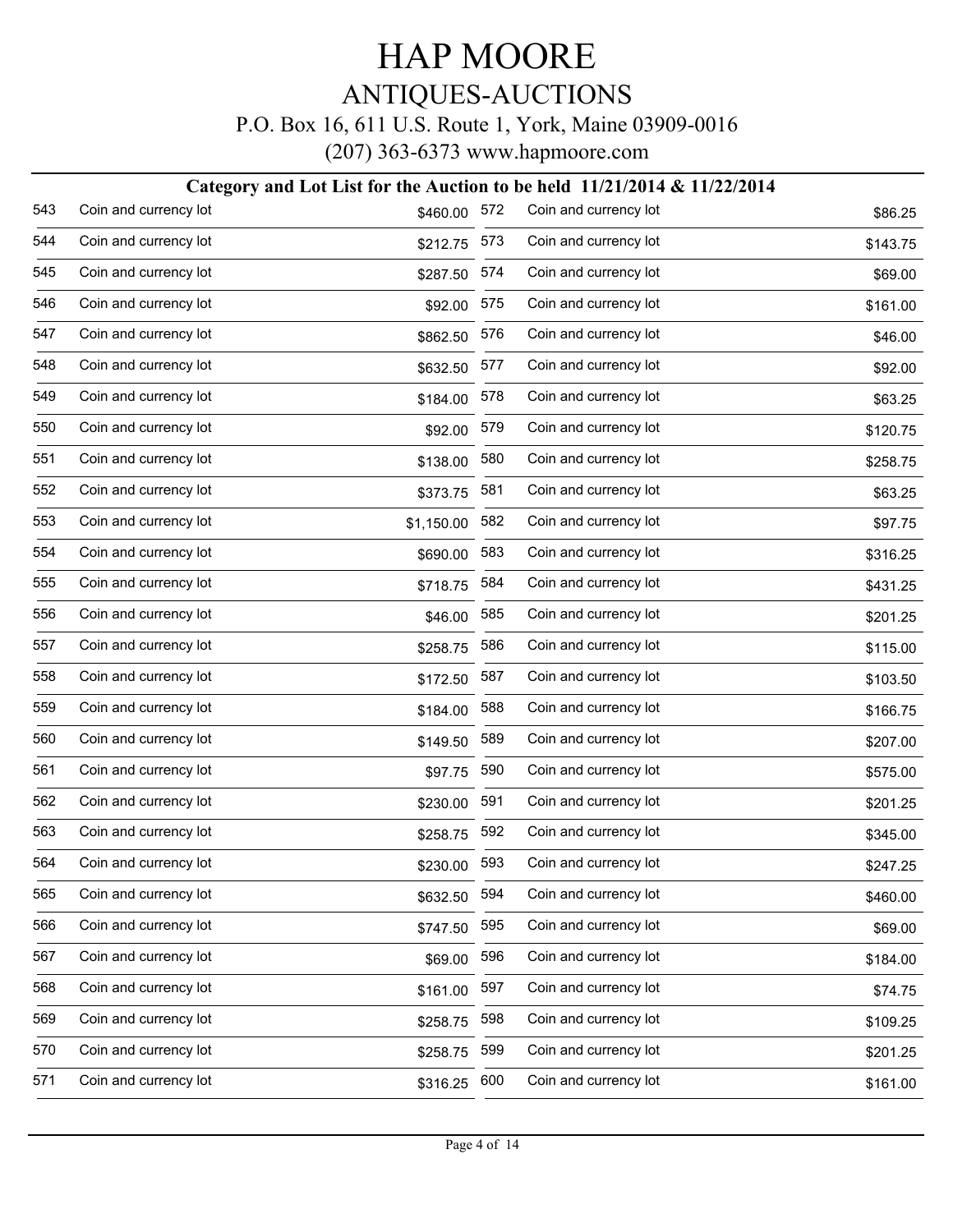# HAP MOORE

## ANTIQUES-AUCTIONS

P.O. Box 16, 611 U.S. Route 1, York, Maine 03909-0016

(207) 363-6373 www.hapmoore.com

### Category and Lot List for the Auction to be held 11/21/2014 & 11/22/2014

| Lot | Description | Price |
|---|---|---|
| 543 | Coin and currency lot | $460.00 |
| 544 | Coin and currency lot | $212.75 |
| 545 | Coin and currency lot | $287.50 |
| 546 | Coin and currency lot | $92.00 |
| 547 | Coin and currency lot | $862.50 |
| 548 | Coin and currency lot | $632.50 |
| 549 | Coin and currency lot | $184.00 |
| 550 | Coin and currency lot | $92.00 |
| 551 | Coin and currency lot | $138.00 |
| 552 | Coin and currency lot | $373.75 |
| 553 | Coin and currency lot | $1,150.00 |
| 554 | Coin and currency lot | $690.00 |
| 555 | Coin and currency lot | $718.75 |
| 556 | Coin and currency lot | $46.00 |
| 557 | Coin and currency lot | $258.75 |
| 558 | Coin and currency lot | $172.50 |
| 559 | Coin and currency lot | $184.00 |
| 560 | Coin and currency lot | $149.50 |
| 561 | Coin and currency lot | $97.75 |
| 562 | Coin and currency lot | $230.00 |
| 563 | Coin and currency lot | $258.75 |
| 564 | Coin and currency lot | $230.00 |
| 565 | Coin and currency lot | $632.50 |
| 566 | Coin and currency lot | $747.50 |
| 567 | Coin and currency lot | $69.00 |
| 568 | Coin and currency lot | $161.00 |
| 569 | Coin and currency lot | $258.75 |
| 570 | Coin and currency lot | $258.75 |
| 571 | Coin and currency lot | $316.25 |
| 572 | Coin and currency lot | $86.25 |
| 573 | Coin and currency lot | $143.75 |
| 574 | Coin and currency lot | $69.00 |
| 575 | Coin and currency lot | $161.00 |
| 576 | Coin and currency lot | $46.00 |
| 577 | Coin and currency lot | $92.00 |
| 578 | Coin and currency lot | $63.25 |
| 579 | Coin and currency lot | $120.75 |
| 580 | Coin and currency lot | $258.75 |
| 581 | Coin and currency lot | $63.25 |
| 582 | Coin and currency lot | $97.75 |
| 583 | Coin and currency lot | $316.25 |
| 584 | Coin and currency lot | $431.25 |
| 585 | Coin and currency lot | $201.25 |
| 586 | Coin and currency lot | $115.00 |
| 587 | Coin and currency lot | $103.50 |
| 588 | Coin and currency lot | $166.75 |
| 589 | Coin and currency lot | $207.00 |
| 590 | Coin and currency lot | $575.00 |
| 591 | Coin and currency lot | $201.25 |
| 592 | Coin and currency lot | $345.00 |
| 593 | Coin and currency lot | $247.25 |
| 594 | Coin and currency lot | $460.00 |
| 595 | Coin and currency lot | $69.00 |
| 596 | Coin and currency lot | $184.00 |
| 597 | Coin and currency lot | $74.75 |
| 598 | Coin and currency lot | $109.25 |
| 599 | Coin and currency lot | $201.25 |
| 600 | Coin and currency lot | $161.00 |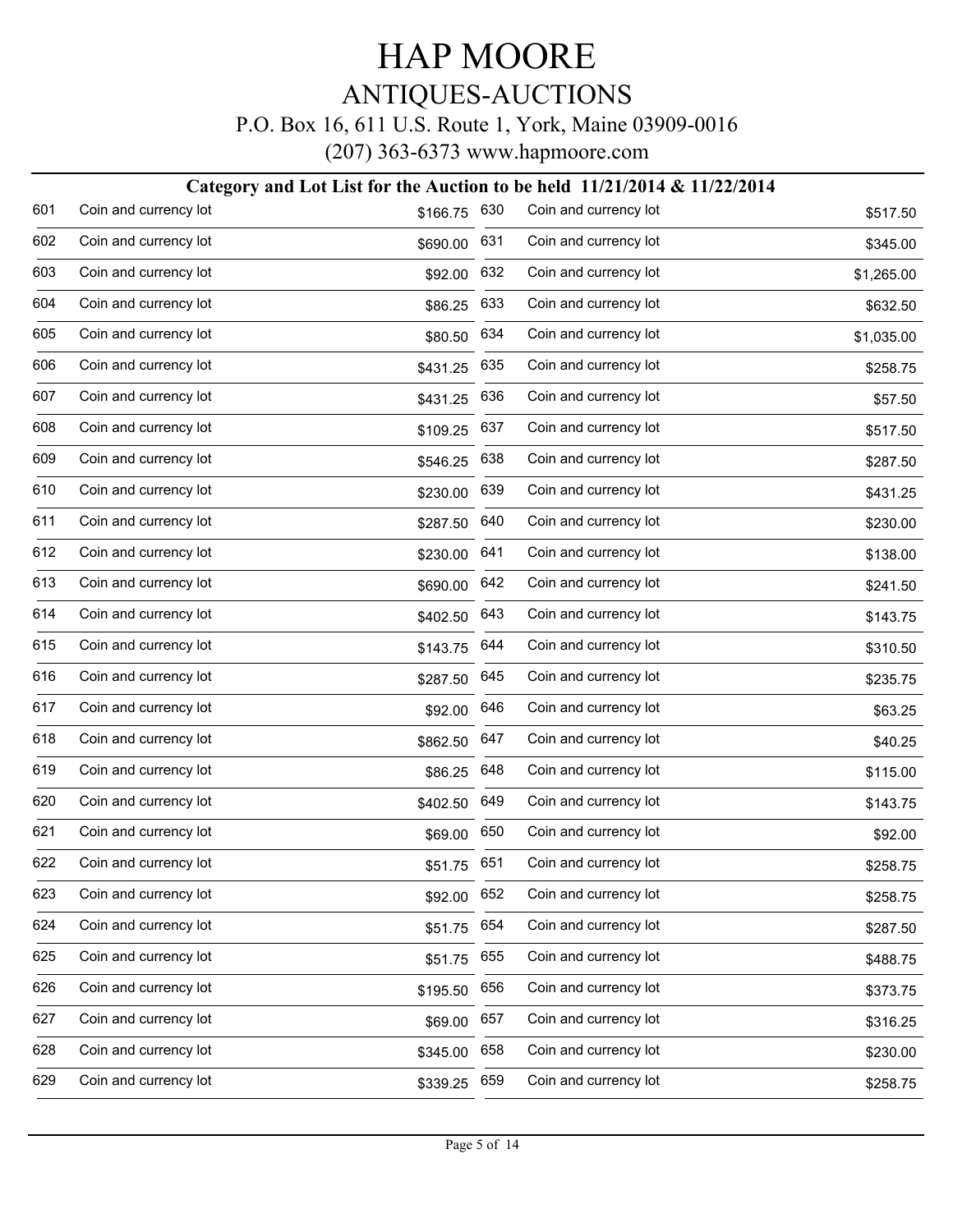# HAP MOORE

## ANTIQUES-AUCTIONS

P.O. Box 16, 611 U.S. Route 1, York, Maine 03909-0016

(207) 363-6373 www.hapmoore.com

### Category and Lot List for the Auction to be held 11/21/2014 & 11/22/2014

| Lot | Description | Price |
|---|---|---|
| 601 | Coin and currency lot | $166.75 |
| 602 | Coin and currency lot | $690.00 |
| 603 | Coin and currency lot | $92.00 |
| 604 | Coin and currency lot | $86.25 |
| 605 | Coin and currency lot | $80.50 |
| 606 | Coin and currency lot | $431.25 |
| 607 | Coin and currency lot | $431.25 |
| 608 | Coin and currency lot | $109.25 |
| 609 | Coin and currency lot | $546.25 |
| 610 | Coin and currency lot | $230.00 |
| 611 | Coin and currency lot | $287.50 |
| 612 | Coin and currency lot | $230.00 |
| 613 | Coin and currency lot | $690.00 |
| 614 | Coin and currency lot | $402.50 |
| 615 | Coin and currency lot | $143.75 |
| 616 | Coin and currency lot | $287.50 |
| 617 | Coin and currency lot | $92.00 |
| 618 | Coin and currency lot | $862.50 |
| 619 | Coin and currency lot | $86.25 |
| 620 | Coin and currency lot | $402.50 |
| 621 | Coin and currency lot | $69.00 |
| 622 | Coin and currency lot | $51.75 |
| 623 | Coin and currency lot | $92.00 |
| 624 | Coin and currency lot | $51.75 |
| 625 | Coin and currency lot | $51.75 |
| 626 | Coin and currency lot | $195.50 |
| 627 | Coin and currency lot | $69.00 |
| 628 | Coin and currency lot | $345.00 |
| 629 | Coin and currency lot | $339.25 |
| 630 | Coin and currency lot | $517.50 |
| 631 | Coin and currency lot | $345.00 |
| 632 | Coin and currency lot | $1,265.00 |
| 633 | Coin and currency lot | $632.50 |
| 634 | Coin and currency lot | $1,035.00 |
| 635 | Coin and currency lot | $258.75 |
| 636 | Coin and currency lot | $57.50 |
| 637 | Coin and currency lot | $517.50 |
| 638 | Coin and currency lot | $287.50 |
| 639 | Coin and currency lot | $431.25 |
| 640 | Coin and currency lot | $230.00 |
| 641 | Coin and currency lot | $138.00 |
| 642 | Coin and currency lot | $241.50 |
| 643 | Coin and currency lot | $143.75 |
| 644 | Coin and currency lot | $310.50 |
| 645 | Coin and currency lot | $235.75 |
| 646 | Coin and currency lot | $63.25 |
| 647 | Coin and currency lot | $40.25 |
| 648 | Coin and currency lot | $115.00 |
| 649 | Coin and currency lot | $143.75 |
| 650 | Coin and currency lot | $92.00 |
| 651 | Coin and currency lot | $258.75 |
| 652 | Coin and currency lot | $258.75 |
| 654 | Coin and currency lot | $287.50 |
| 655 | Coin and currency lot | $488.75 |
| 656 | Coin and currency lot | $373.75 |
| 657 | Coin and currency lot | $316.25 |
| 658 | Coin and currency lot | $230.00 |
| 659 | Coin and currency lot | $258.75 |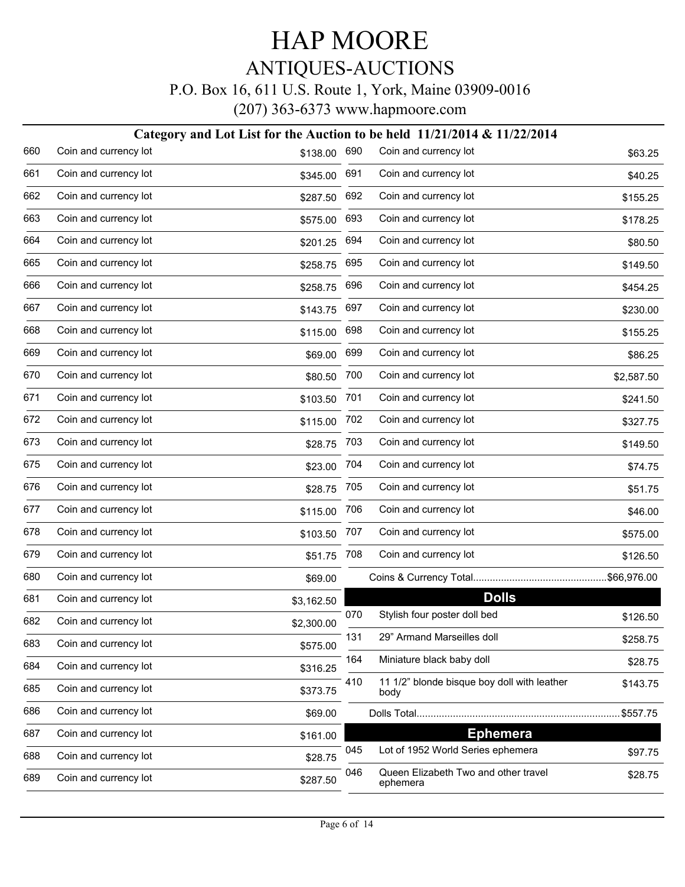# HAP MOORE

## ANTIQUES-AUCTIONS

P.O. Box 16, 611 U.S. Route 1, York, Maine 03909-0016

(207) 363-6373 www.hapmoore.com

### Category and Lot List for the Auction to be held 11/21/2014 & 11/22/2014

| Lot | Description | Price |
|---|---|---|
| 660 | Coin and currency lot | $138.00 |
| 661 | Coin and currency lot | $345.00 |
| 662 | Coin and currency lot | $287.50 |
| 663 | Coin and currency lot | $575.00 |
| 664 | Coin and currency lot | $201.25 |
| 665 | Coin and currency lot | $258.75 |
| 666 | Coin and currency lot | $258.75 |
| 667 | Coin and currency lot | $143.75 |
| 668 | Coin and currency lot | $115.00 |
| 669 | Coin and currency lot | $69.00 |
| 670 | Coin and currency lot | $80.50 |
| 671 | Coin and currency lot | $103.50 |
| 672 | Coin and currency lot | $115.00 |
| 673 | Coin and currency lot | $28.75 |
| 675 | Coin and currency lot | $23.00 |
| 676 | Coin and currency lot | $28.75 |
| 677 | Coin and currency lot | $115.00 |
| 678 | Coin and currency lot | $103.50 |
| 679 | Coin and currency lot | $51.75 |
| 680 | Coin and currency lot | $69.00 |
| 681 | Coin and currency lot | $3,162.50 |
| 682 | Coin and currency lot | $2,300.00 |
| 683 | Coin and currency lot | $575.00 |
| 684 | Coin and currency lot | $316.25 |
| 685 | Coin and currency lot | $373.75 |
| 686 | Coin and currency lot | $69.00 |
| 687 | Coin and currency lot | $161.00 |
| 688 | Coin and currency lot | $28.75 |
| 689 | Coin and currency lot | $287.50 |
| 690 | Coin and currency lot | $63.25 |
| 691 | Coin and currency lot | $40.25 |
| 692 | Coin and currency lot | $155.25 |
| 693 | Coin and currency lot | $178.25 |
| 694 | Coin and currency lot | $80.50 |
| 695 | Coin and currency lot | $149.50 |
| 696 | Coin and currency lot | $454.25 |
| 697 | Coin and currency lot | $230.00 |
| 698 | Coin and currency lot | $155.25 |
| 699 | Coin and currency lot | $86.25 |
| 700 | Coin and currency lot | $2,587.50 |
| 701 | Coin and currency lot | $241.50 |
| 702 | Coin and currency lot | $327.75 |
| 703 | Coin and currency lot | $149.50 |
| 704 | Coin and currency lot | $74.75 |
| 705 | Coin and currency lot | $51.75 |
| 706 | Coin and currency lot | $46.00 |
| 707 | Coin and currency lot | $575.00 |
| 708 | Coin and currency lot | $126.50 |

Coins & Currency Total................................................$66,976.00

## Dolls

| Lot | Description | Price |
|---|---|---|
| 070 | Stylish four poster doll bed | $126.50 |
| 131 | 29” Armand Marseilles doll | $258.75 |
| 164 | Miniature black baby doll | $28.75 |
| 410 | 11 1/2” blonde bisque boy doll with leather body | $143.75 |

Dolls Total........................................................................$557.75

## Ephemera

| Lot | Description | Price |
|---|---|---|
| 045 | Lot of 1952 World Series ephemera | $97.75 |
| 046 | Queen Elizabeth Two and other travel ephemera | $28.75 |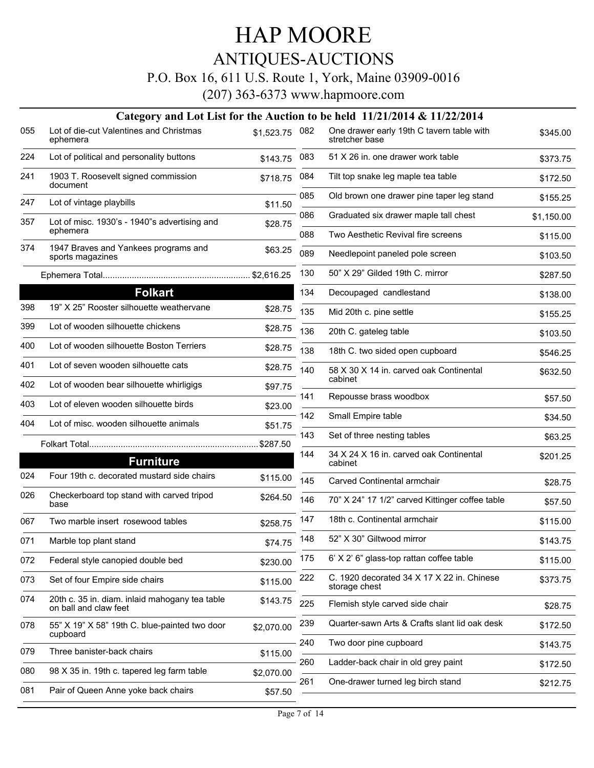# HAP MOORE

## ANTIQUES-AUCTIONS

P.O. Box 16, 611 U.S. Route 1, York, Maine 03909-0016

(207) 363-6373 www.hapmoore.com

### Category and Lot List for the Auction to be held 11/21/2014 & 11/22/2014

| Lot | Description | Price |
|---|---|---|
| 055 | Lot of die-cut Valentines and Christmas ephemera | $1,523.75 |
| 224 | Lot of political and personality buttons | $143.75 |
| 241 | 1903 T. Roosevelt signed commission document | $718.75 |
| 247 | Lot of vintage playbills | $11.50 |
| 357 | Lot of misc. 1930's - 1940"s advertising and ephemera | $28.75 |
| 374 | 1947 Braves and Yankees programs and sports magazines | $63.25 |
| | Ephemera Total | $2,616.25 |

## Folkart

| Lot | Description | Price |
|---|---|---|
| 398 | 19" X 25" Rooster silhouette weathervane | $28.75 |
| 399 | Lot of wooden silhouette chickens | $28.75 |
| 400 | Lot of wooden silhouette Boston Terriers | $28.75 |
| 401 | Lot of seven wooden silhouette cats | $28.75 |
| 402 | Lot of wooden bear silhouette whirligigs | $97.75 |
| 403 | Lot of eleven wooden silhouette birds | $23.00 |
| 404 | Lot of misc. wooden silhouette animals | $51.75 |
| | Folkart Total | $287.50 |

## Furniture

| Lot | Description | Price |
|---|---|---|
| 024 | Four 19th c. decorated mustard side chairs | $115.00 |
| 026 | Checkerboard top stand with carved tripod base | $264.50 |
| 067 | Two marble insert rosewood tables | $258.75 |
| 071 | Marble top plant stand | $74.75 |
| 072 | Federal style canopied double bed | $230.00 |
| 073 | Set of four Empire side chairs | $115.00 |
| 074 | 20th c. 35 in. diam. inlaid mahogany tea table on ball and claw feet | $143.75 |
| 078 | 55" X 19" X 58" 19th C. blue-painted two door cupboard | $2,070.00 |
| 079 | Three banister-back chairs | $115.00 |
| 080 | 98 X 35 in. 19th c. tapered leg farm table | $2,070.00 |
| 081 | Pair of Queen Anne yoke back chairs | $57.50 |
| 082 | One drawer early 19th C tavern table with stretcher base | $345.00 |
| 083 | 51 X 26 in. one drawer work table | $373.75 |
| 084 | Tilt top snake leg maple tea table | $172.50 |
| 085 | Old brown one drawer pine taper leg stand | $155.25 |
| 086 | Graduated six drawer maple tall chest | $1,150.00 |
| 088 | Two Aesthetic Revival fire screens | $115.00 |
| 089 | Needlepoint paneled pole screen | $103.50 |
| 130 | 50" X 29" Gilded 19th C. mirror | $287.50 |
| 134 | Decoupaged candlestand | $138.00 |
| 135 | Mid 20th c. pine settle | $155.25 |
| 136 | 20th C. gateleg table | $103.50 |
| 138 | 18th C. two sided open cupboard | $546.25 |
| 140 | 58 X 30 X 14 in. carved oak Continental cabinet | $632.50 |
| 141 | Repousse brass woodbox | $57.50 |
| 142 | Small Empire table | $34.50 |
| 143 | Set of three nesting tables | $63.25 |
| 144 | 34 X 24 X 16 in. carved oak Continental cabinet | $201.25 |
| 145 | Carved Continental armchair | $28.75 |
| 146 | 70" X 24" 17 1/2" carved Kittinger coffee table | $57.50 |
| 147 | 18th c. Continental armchair | $115.00 |
| 148 | 52" X 30" Giltwood mirror | $143.75 |
| 175 | 6' X 2' 6" glass-top rattan coffee table | $115.00 |
| 222 | C. 1920 decorated 34 X 17 X 22 in. Chinese storage chest | $373.75 |
| 225 | Flemish style carved side chair | $28.75 |
| 239 | Quarter-sawn Arts & Crafts slant lid oak desk | $172.50 |
| 240 | Two door pine cupboard | $143.75 |
| 260 | Ladder-back chair in old grey paint | $172.50 |
| 261 | One-drawer turned leg birch stand | $212.75 |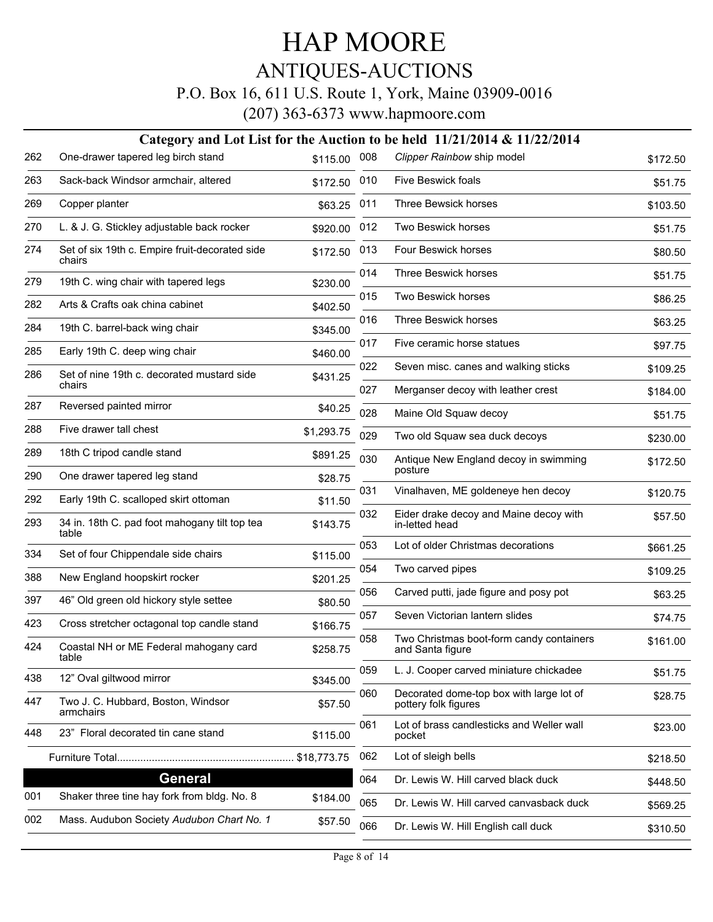# HAP MOORE

## ANTIQUES-AUCTIONS

P.O. Box 16, 611 U.S. Route 1, York, Maine 03909-0016

(207) 363-6373 www.hapmoore.com

### Category and Lot List for the Auction to be held 11/21/2014 & 11/22/2014

| Lot | Description | Price |
|---|---|---|
| 262 | One-drawer tapered leg birch stand | $115.00 |
| 263 | Sack-back Windsor armchair, altered | $172.50 |
| 269 | Copper planter | $63.25 |
| 270 | L. & J. G. Stickley adjustable back rocker | $920.00 |
| 274 | Set of six 19th c. Empire fruit-decorated side chairs | $172.50 |
| 279 | 19th C. wing chair with tapered legs | $230.00 |
| 282 | Arts & Crafts oak china cabinet | $402.50 |
| 284 | 19th C. barrel-back wing chair | $345.00 |
| 285 | Early 19th C. deep wing chair | $460.00 |
| 286 | Set of nine 19th c. decorated mustard side chairs | $431.25 |
| 287 | Reversed painted mirror | $40.25 |
| 288 | Five drawer tall chest | $1,293.75 |
| 289 | 18th C tripod candle stand | $891.25 |
| 290 | One drawer tapered leg stand | $28.75 |
| 292 | Early 19th C. scalloped skirt ottoman | $11.50 |
| 293 | 34 in. 18th C. pad foot mahogany tilt top tea table | $143.75 |
| 334 | Set of four Chippendale side chairs | $115.00 |
| 388 | New England hoopskirt rocker | $201.25 |
| 397 | 46" Old green old hickory style settee | $80.50 |
| 423 | Cross stretcher octagonal top candle stand | $166.75 |
| 424 | Coastal NH or ME Federal mahogany card table | $258.75 |
| 438 | 12" Oval giltwood mirror | $345.00 |
| 447 | Two J. C. Hubbard, Boston, Windsor armchairs | $57.50 |
| 448 | 23" Floral decorated tin cane stand | $115.00 |

Furniture Total.............................................................. $18,773.75

## General

| Lot | Description | Price |
|---|---|---|
| 001 | Shaker three tine hay fork from bldg. No. 8 | $184.00 |
| 002 | Mass. Audubon Society *Audubon Chart No. 1* | $57.50 |
| 008 | *Clipper Rainbow* ship model | $172.50 |
| 010 | Five Beswick foals | $51.75 |
| 011 | Three Bewsick horses | $103.50 |
| 012 | Two Beswick horses | $51.75 |
| 013 | Four Beswick horses | $80.50 |
| 014 | Three Beswick horses | $51.75 |
| 015 | Two Beswick horses | $86.25 |
| 016 | Three Beswick horses | $63.25 |
| 017 | Five ceramic horse statues | $97.75 |
| 022 | Seven misc. canes and walking sticks | $109.25 |
| 027 | Merganser decoy with leather crest | $184.00 |
| 028 | Maine Old Squaw decoy | $51.75 |
| 029 | Two old Squaw sea duck decoys | $230.00 |
| 030 | Antique New England decoy in swimming posture | $172.50 |
| 031 | Vinalhaven, ME goldeneye hen decoy | $120.75 |
| 032 | Eider drake decoy and Maine decoy with in-letted head | $57.50 |
| 053 | Lot of older Christmas decorations | $661.25 |
| 054 | Two carved pipes | $109.25 |
| 056 | Carved putti, jade figure and posy pot | $63.25 |
| 057 | Seven Victorian lantern slides | $74.75 |
| 058 | Two Christmas boot-form candy containers and Santa figure | $161.00 |
| 059 | L. J. Cooper carved miniature chickadee | $51.75 |
| 060 | Decorated dome-top box with large lot of pottery folk figures | $28.75 |
| 061 | Lot of brass candlesticks and Weller wall pocket | $23.00 |
| 062 | Lot of sleigh bells | $218.50 |
| 064 | Dr. Lewis W. Hill carved black duck | $448.50 |
| 065 | Dr. Lewis W. Hill carved canvasback duck | $569.25 |
| 066 | Dr. Lewis W. Hill English call duck | $310.50 |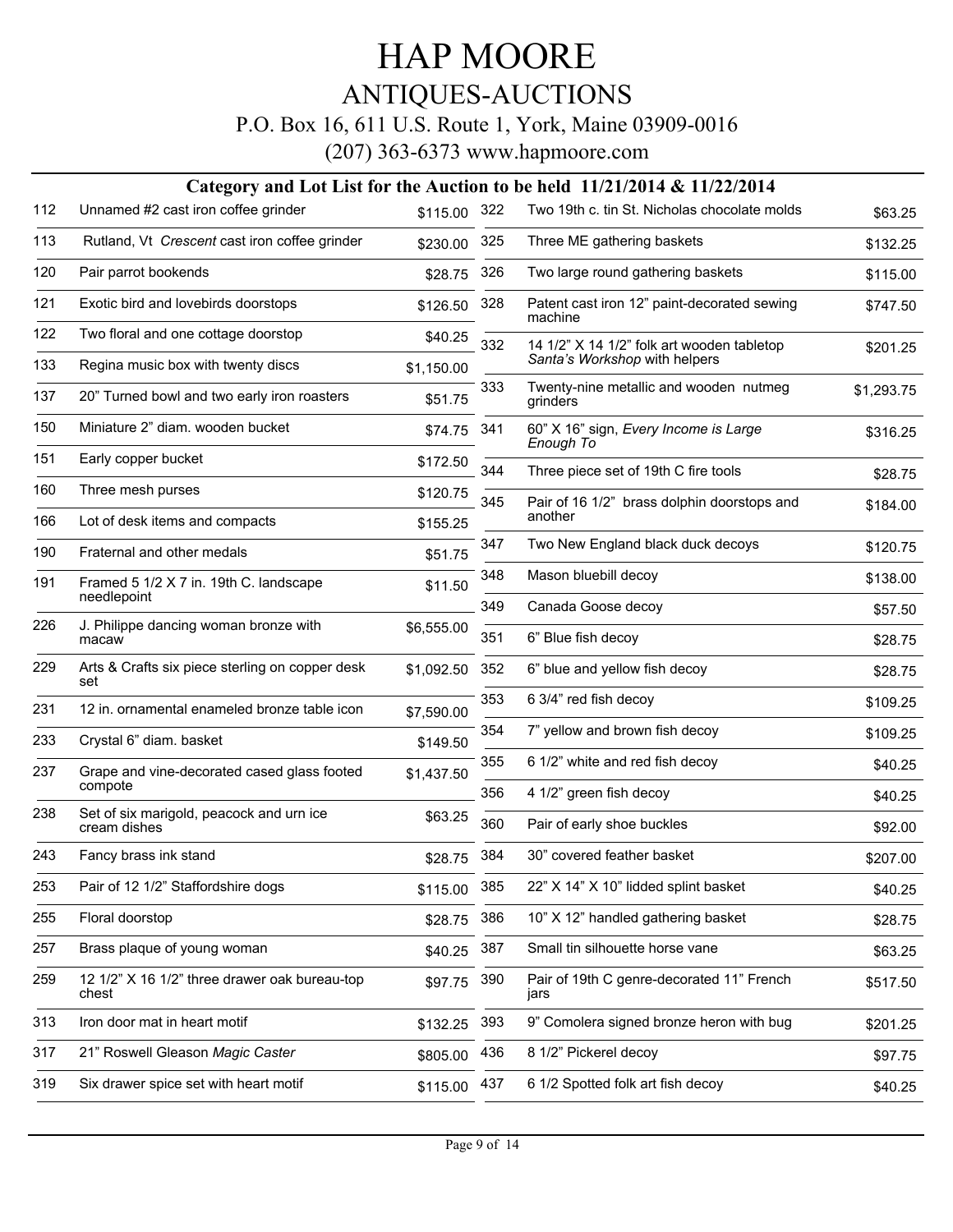# HAP MOORE

## ANTIQUES-AUCTIONS

P.O. Box 16, 611 U.S. Route 1, York, Maine 03909-0016

(207) 363-6373 www.hapmoore.com

### Category and Lot List for the Auction to be held 11/21/2014 & 11/22/2014

| Lot | Description | Price |
|---|---|---|
| 112 | Unnamed #2 cast iron coffee grinder | $115.00 |
| 113 | Rutland, Vt *Crescent* cast iron coffee grinder | $230.00 |
| 120 | Pair parrot bookends | $28.75 |
| 121 | Exotic bird and lovebirds doorstops | $126.50 |
| 122 | Two floral and one cottage doorstop | $40.25 |
| 133 | Regina music box with twenty discs | $1,150.00 |
| 137 | 20" Turned bowl and two early iron roasters | $51.75 |
| 150 | Miniature 2" diam. wooden bucket | $74.75 |
| 151 | Early copper bucket | $172.50 |
| 160 | Three mesh purses | $120.75 |
| 166 | Lot of desk items and compacts | $155.25 |
| 190 | Fraternal and other medals | $51.75 |
| 191 | Framed 5 1/2 X 7 in. 19th C. landscape needlepoint | $11.50 |
| 226 | J. Philippe dancing woman bronze with macaw | $6,555.00 |
| 229 | Arts & Crafts six piece sterling on copper desk set | $1,092.50 |
| 231 | 12 in. ornamental enameled bronze table icon | $7,590.00 |
| 233 | Crystal 6" diam. basket | $149.50 |
| 237 | Grape and vine-decorated cased glass footed compote | $1,437.50 |
| 238 | Set of six marigold, peacock and urn ice cream dishes | $63.25 |
| 243 | Fancy brass ink stand | $28.75 |
| 253 | Pair of 12 1/2" Staffordshire dogs | $115.00 |
| 255 | Floral doorstop | $28.75 |
| 257 | Brass plaque of young woman | $40.25 |
| 259 | 12 1/2" X 16 1/2" three drawer oak bureau-top chest | $97.75 |
| 313 | Iron door mat in heart motif | $132.25 |
| 317 | 21" Roswell Gleason *Magic Caster* | $805.00 |
| 319 | Six drawer spice set with heart motif | $115.00 |
| 322 | Two 19th c. tin St. Nicholas chocolate molds | $63.25 |
| 325 | Three ME gathering baskets | $132.25 |
| 326 | Two large round gathering baskets | $115.00 |
| 328 | Patent cast iron 12" paint-decorated sewing machine | $747.50 |
| 332 | 14 1/2" X 14 1/2" folk art wooden tabletop *Santa's Workshop* with helpers | $201.25 |
| 333 | Twenty-nine metallic and wooden nutmeg grinders | $1,293.75 |
| 341 | 60" X 16" sign, *Every Income is Large Enough To* | $316.25 |
| 344 | Three piece set of 19th C fire tools | $28.75 |
| 345 | Pair of 16 1/2" brass dolphin doorstops and another | $184.00 |
| 347 | Two New England black duck decoys | $120.75 |
| 348 | Mason bluebill decoy | $138.00 |
| 349 | Canada Goose decoy | $57.50 |
| 351 | 6" Blue fish decoy | $28.75 |
| 352 | 6" blue and yellow fish decoy | $28.75 |
| 353 | 6 3/4" red fish decoy | $109.25 |
| 354 | 7" yellow and brown fish decoy | $109.25 |
| 355 | 6 1/2" white and red fish decoy | $40.25 |
| 356 | 4 1/2" green fish decoy | $40.25 |
| 360 | Pair of early shoe buckles | $92.00 |
| 384 | 30" covered feather basket | $207.00 |
| 385 | 22" X 14" X 10" lidded splint basket | $40.25 |
| 386 | 10" X 12" handled gathering basket | $28.75 |
| 387 | Small tin silhouette horse vane | $63.25 |
| 390 | Pair of 19th C genre-decorated 11" French jars | $517.50 |
| 393 | 9" Comolera signed bronze heron with bug | $201.25 |
| 436 | 8 1/2" Pickerel decoy | $97.75 |
| 437 | 6 1/2 Spotted folk art fish decoy | $40.25 |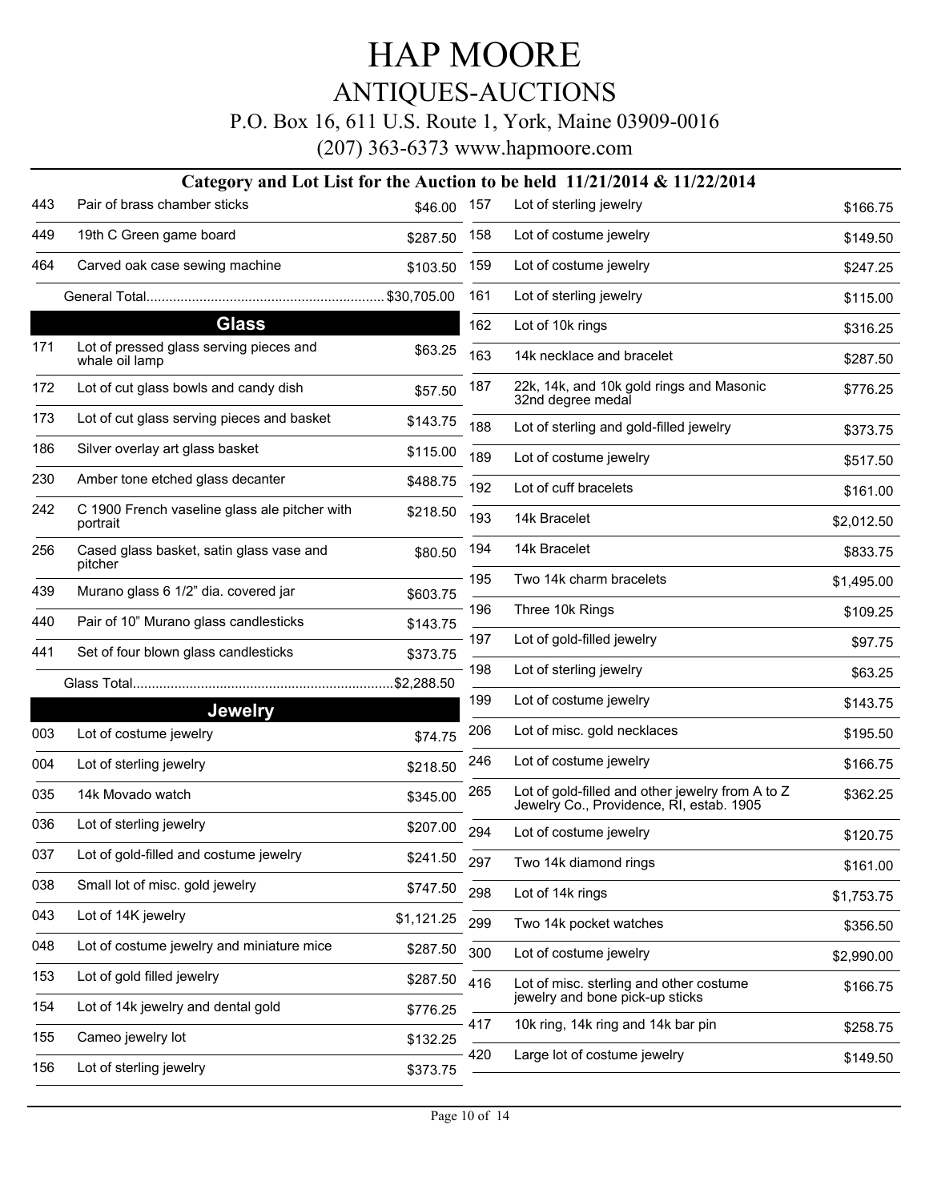# HAP MOORE

## ANTIQUES-AUCTIONS

P.O. Box 16, 611 U.S. Route 1, York, Maine 03909-0016

(207) 363-6373 www.hapmoore.com

### Category and Lot List for the Auction to be held 11/21/2014 & 11/22/2014

| Lot | Description | Price |
|---|---|---|
| 443 | Pair of brass chamber sticks | $46.00 |
| 449 | 19th C Green game board | $287.50 |
| 464 | Carved oak case sewing machine | $103.50 |
| | General Total | $30,705.00 |

### Glass

| Lot | Description | Price |
|---|---|---|
| 171 | Lot of pressed glass serving pieces and whale oil lamp | $63.25 |
| 172 | Lot of cut glass bowls and candy dish | $57.50 |
| 173 | Lot of cut glass serving pieces and basket | $143.75 |
| 186 | Silver overlay art glass basket | $115.00 |
| 230 | Amber tone etched glass decanter | $488.75 |
| 242 | C 1900 French vaseline glass ale pitcher with portrait | $218.50 |
| 256 | Cased glass basket, satin glass vase and pitcher | $80.50 |
| 439 | Murano glass 6 1/2" dia. covered jar | $603.75 |
| 440 | Pair of 10" Murano glass candlesticks | $143.75 |
| 441 | Set of four blown glass candlesticks | $373.75 |
| | Glass Total | $2,288.50 |

### Jewelry

| Lot | Description | Price |
|---|---|---|
| 003 | Lot of costume jewelry | $74.75 |
| 004 | Lot of sterling jewelry | $218.50 |
| 035 | 14k Movado watch | $345.00 |
| 036 | Lot of sterling jewelry | $207.00 |
| 037 | Lot of gold-filled and costume jewelry | $241.50 |
| 038 | Small lot of misc. gold jewelry | $747.50 |
| 043 | Lot of 14K jewelry | $1,121.25 |
| 048 | Lot of costume jewelry and miniature mice | $287.50 |
| 153 | Lot of gold filled jewelry | $287.50 |
| 154 | Lot of 14k jewelry and dental gold | $776.25 |
| 155 | Cameo jewelry lot | $132.25 |
| 156 | Lot of sterling jewelry | $373.75 |
| 157 | Lot of sterling jewelry | $166.75 |
| 158 | Lot of costume jewelry | $149.50 |
| 159 | Lot of costume jewelry | $247.25 |
| 161 | Lot of sterling jewelry | $115.00 |
| 162 | Lot of 10k rings | $316.25 |
| 163 | 14k necklace and bracelet | $287.50 |
| 187 | 22k, 14k, and 10k gold rings and Masonic 32nd degree medal | $776.25 |
| 188 | Lot of sterling and gold-filled jewelry | $373.75 |
| 189 | Lot of costume jewelry | $517.50 |
| 192 | Lot of cuff bracelets | $161.00 |
| 193 | 14k Bracelet | $2,012.50 |
| 194 | 14k Bracelet | $833.75 |
| 195 | Two 14k charm bracelets | $1,495.00 |
| 196 | Three 10k Rings | $109.25 |
| 197 | Lot of gold-filled jewelry | $97.75 |
| 198 | Lot of sterling jewelry | $63.25 |
| 199 | Lot of costume jewelry | $143.75 |
| 206 | Lot of misc. gold necklaces | $195.50 |
| 246 | Lot of costume jewelry | $166.75 |
| 265 | Lot of gold-filled and other jewelry from A to Z Jewelry Co., Providence, RI, estab. 1905 | $362.25 |
| 294 | Lot of costume jewelry | $120.75 |
| 297 | Two 14k diamond rings | $161.00 |
| 298 | Lot of 14k rings | $1,753.75 |
| 299 | Two 14k pocket watches | $356.50 |
| 300 | Lot of costume jewelry | $2,990.00 |
| 416 | Lot of misc. sterling and other costume jewelry and bone pick-up sticks | $166.75 |
| 417 | 10k ring, 14k ring and 14k bar pin | $258.75 |
| 420 | Large lot of costume jewelry | $149.50 |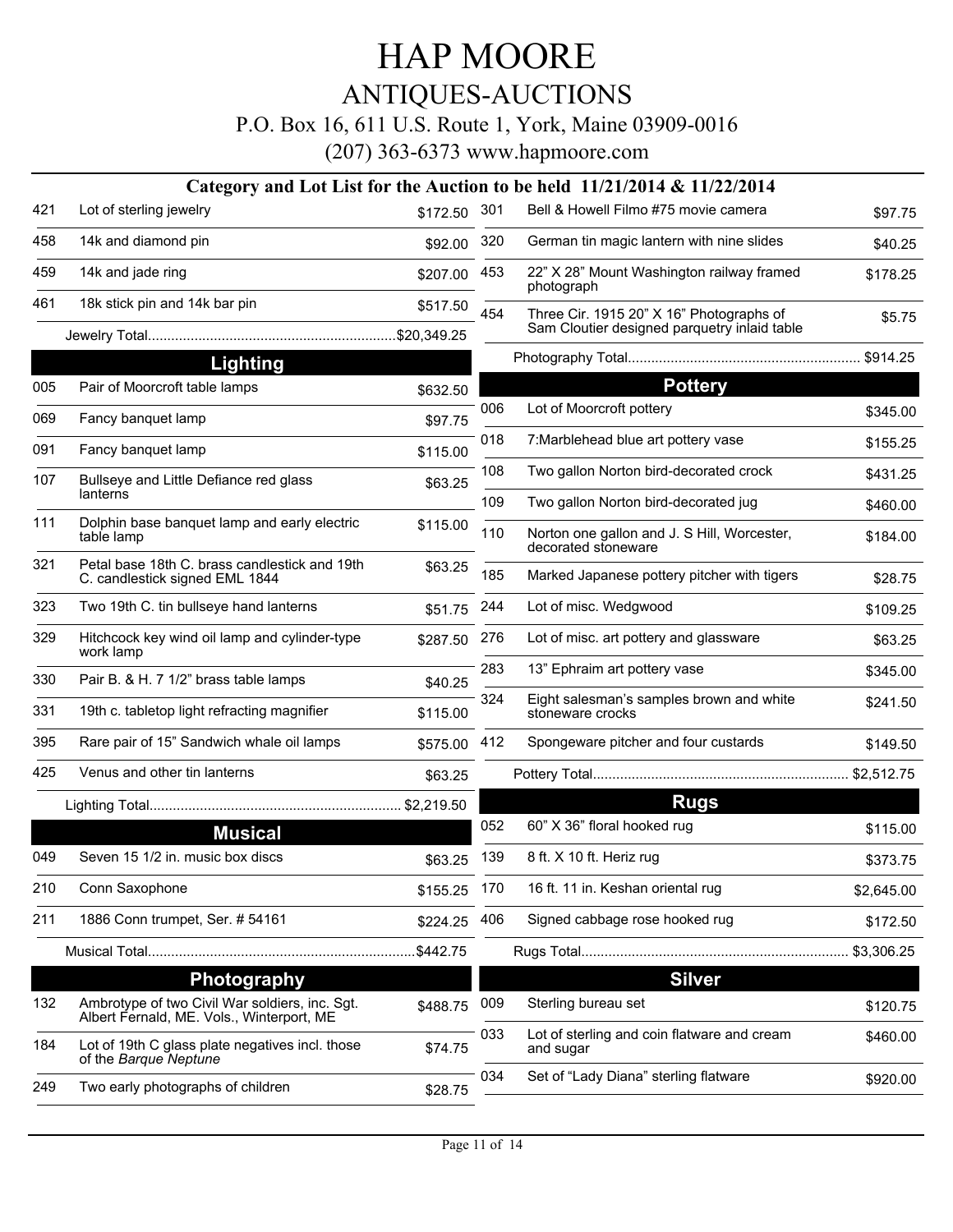# HAP MOORE

## ANTIQUES-AUCTIONS

P.O. Box 16, 611 U.S. Route 1, York, Maine 03909-0016

(207) 363-6373 www.hapmoore.com

### Category and Lot List for the Auction to be held 11/21/2014 & 11/22/2014

| Lot | Description | Price |
|---|---|---|
| 421 | Lot of sterling jewelry | $172.50 |
| 458 | 14k and diamond pin | $92.00 |
| 459 | 14k and jade ring | $207.00 |
| 461 | 18k stick pin and 14k bar pin | $517.50 |
| | Jewelry Total | $20,349.25 |

## Lighting

| Lot | Description | Price |
|---|---|---|
| 005 | Pair of Moorcroft table lamps | $632.50 |
| 069 | Fancy banquet lamp | $97.75 |
| 091 | Fancy banquet lamp | $115.00 |
| 107 | Bullseye and Little Defiance red glass lanterns | $63.25 |
| 111 | Dolphin base banquet lamp and early electric table lamp | $115.00 |
| 321 | Petal base 18th C. brass candlestick and 19th C. candlestick signed EML 1844 | $63.25 |
| 323 | Two 19th C. tin bullseye hand lanterns | $51.75 |
| 329 | Hitchcock key wind oil lamp and cylinder-type work lamp | $287.50 |
| 330 | Pair B. & H. 7 1/2" brass table lamps | $40.25 |
| 331 | 19th c. tabletop light refracting magnifier | $115.00 |
| 395 | Rare pair of 15" Sandwich whale oil lamps | $575.00 |
| 425 | Venus and other tin lanterns | $63.25 |
| | Lighting Total | $2,219.50 |

## Musical

| Lot | Description | Price |
|---|---|---|
| 049 | Seven 15 1/2 in. music box discs | $63.25 |
| 210 | Conn Saxophone | $155.25 |
| 211 | 1886 Conn trumpet, Ser. # 54161 | $224.25 |
| | Musical Total | $442.75 |

## Photography

| Lot | Description | Price |
|---|---|---|
| 132 | Ambrotype of two Civil War soldiers, inc. Sgt. Albert Fernald, ME. Vols., Winterport, ME | $488.75 |
| 184 | Lot of 19th C glass plate negatives incl. those of the *Barque Neptune* | $74.75 |
| 249 | Two early photographs of children | $28.75 |
| 301 | Bell & Howell Filmo #75 movie camera | $97.75 |
| 320 | German tin magic lantern with nine slides | $40.25 |
| 453 | 22" X 28" Mount Washington railway framed photograph | $178.25 |
| 454 | Three Cir. 1915 20" X 16" Photographs of Sam Cloutier designed parquetry inlaid table | $5.75 |
| | Photography Total | $914.25 |

## Pottery

| Lot | Description | Price |
|---|---|---|
| 006 | Lot of Moorcroft pottery | $345.00 |
| 018 | 7:Marblehead blue art pottery vase | $155.25 |
| 108 | Two gallon Norton bird-decorated crock | $431.25 |
| 109 | Two gallon Norton bird-decorated jug | $460.00 |
| 110 | Norton one gallon and J. S Hill, Worcester, decorated stoneware | $184.00 |
| 185 | Marked Japanese pottery pitcher with tigers | $28.75 |
| 244 | Lot of misc. Wedgwood | $109.25 |
| 276 | Lot of misc. art pottery and glassware | $63.25 |
| 283 | 13" Ephraim art pottery vase | $345.00 |
| 324 | Eight salesman's samples brown and white stoneware crocks | $241.50 |
| 412 | Spongeware pitcher and four custards | $149.50 |
| | Pottery Total | $2,512.75 |

## Rugs

| Lot | Description | Price |
|---|---|---|
| 052 | 60" X 36" floral hooked rug | $115.00 |
| 139 | 8 ft. X 10 ft. Heriz rug | $373.75 |
| 170 | 16 ft. 11 in. Keshan oriental rug | $2,645.00 |
| 406 | Signed cabbage rose hooked rug | $172.50 |
| | Rugs Total | $3,306.25 |

## Silver

| Lot | Description | Price |
|---|---|---|
| 009 | Sterling bureau set | $120.75 |
| 033 | Lot of sterling and coin flatware and cream and sugar | $460.00 |
| 034 | Set of "Lady Diana" sterling flatware | $920.00 |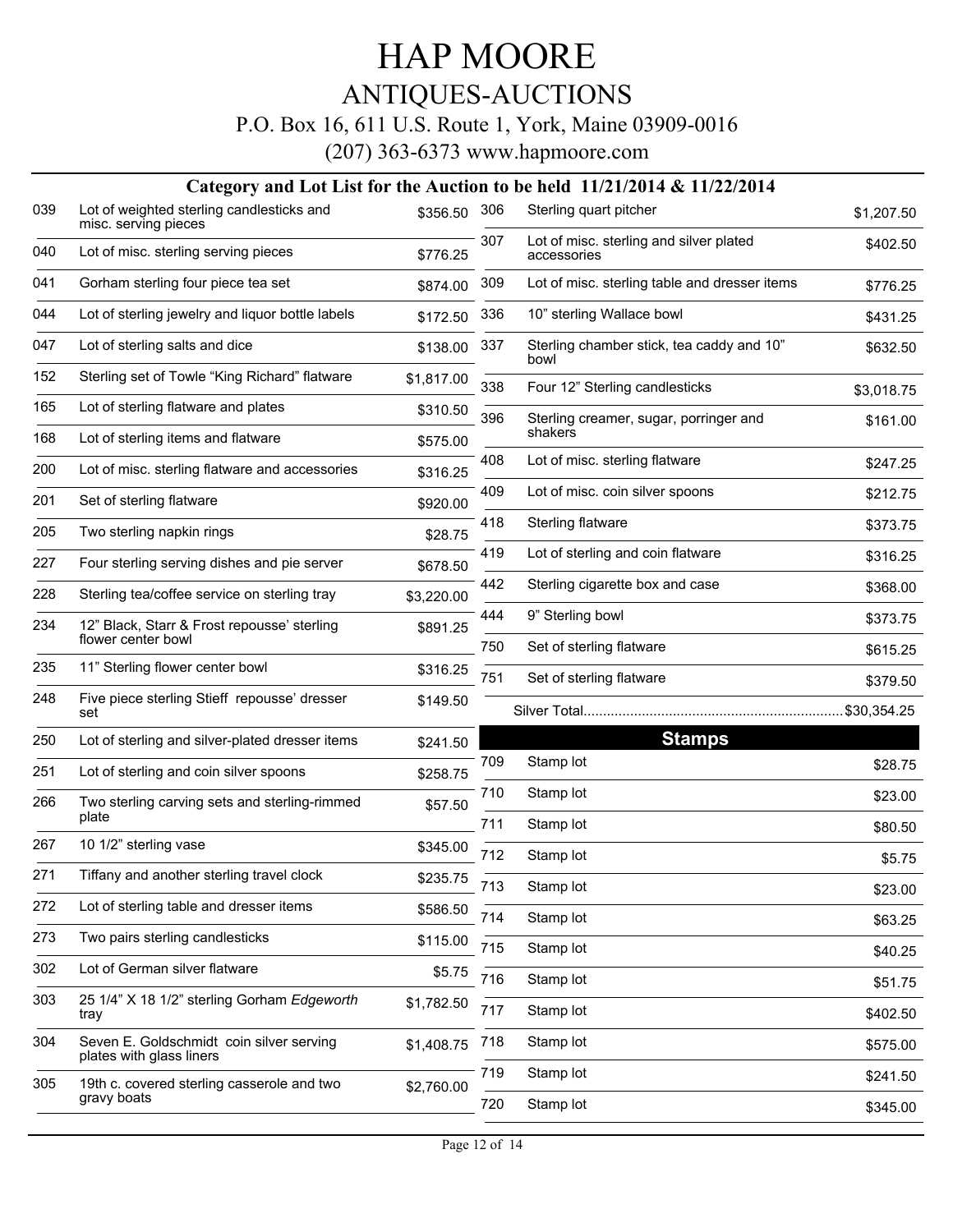# HAP MOORE

## ANTIQUES-AUCTIONS

P.O. Box 16, 611 U.S. Route 1, York, Maine 03909-0016

(207) 363-6373 www.hapmoore.com

### Category and Lot List for the Auction to be held 11/21/2014 & 11/22/2014

| Lot | Description | Price |
|---|---|---|
| 039 | Lot of weighted sterling candlesticks and misc. serving pieces | $356.50 |
| 040 | Lot of misc. sterling serving pieces | $776.25 |
| 041 | Gorham sterling four piece tea set | $874.00 |
| 044 | Lot of sterling jewelry and liquor bottle labels | $172.50 |
| 047 | Lot of sterling salts and dice | $138.00 |
| 152 | Sterling set of Towle "King Richard" flatware | $1,817.00 |
| 165 | Lot of sterling flatware and plates | $310.50 |
| 168 | Lot of sterling items and flatware | $575.00 |
| 200 | Lot of misc. sterling flatware and accessories | $316.25 |
| 201 | Set of sterling flatware | $920.00 |
| 205 | Two sterling napkin rings | $28.75 |
| 227 | Four sterling serving dishes and pie server | $678.50 |
| 228 | Sterling tea/coffee service on sterling tray | $3,220.00 |
| 234 | 12" Black, Starr & Frost repousse' sterling flower center bowl | $891.25 |
| 235 | 11" Sterling flower center bowl | $316.25 |
| 248 | Five piece sterling Stieff repousse' dresser set | $149.50 |
| 250 | Lot of sterling and silver-plated dresser items | $241.50 |
| 251 | Lot of sterling and coin silver spoons | $258.75 |
| 266 | Two sterling carving sets and sterling-rimmed plate | $57.50 |
| 267 | 10 1/2" sterling vase | $345.00 |
| 271 | Tiffany and another sterling travel clock | $235.75 |
| 272 | Lot of sterling table and dresser items | $586.50 |
| 273 | Two pairs sterling candlesticks | $115.00 |
| 302 | Lot of German silver flatware | $5.75 |
| 303 | 25 1/4" X 18 1/2" sterling Gorham *Edgeworth* tray | $1,782.50 |
| 304 | Seven E. Goldschmidt coin silver serving plates with glass liners | $1,408.75 |
| 305 | 19th c. covered sterling casserole and two gravy boats | $2,760.00 |
| 306 | Sterling quart pitcher | $1,207.50 |
| 307 | Lot of misc. sterling and silver plated accessories | $402.50 |
| 309 | Lot of misc. sterling table and dresser items | $776.25 |
| 336 | 10" sterling Wallace bowl | $431.25 |
| 337 | Sterling chamber stick, tea caddy and 10" bowl | $632.50 |
| 338 | Four 12" Sterling candlesticks | $3,018.75 |
| 396 | Sterling creamer, sugar, porringer and shakers | $161.00 |
| 408 | Lot of misc. sterling flatware | $247.25 |
| 409 | Lot of misc. coin silver spoons | $212.75 |
| 418 | Sterling flatware | $373.75 |
| 419 | Lot of sterling and coin flatware | $316.25 |
| 442 | Sterling cigarette box and case | $368.00 |
| 444 | 9" Sterling bowl | $373.75 |
| 750 | Set of sterling flatware | $615.25 |
| 751 | Set of sterling flatware | $379.50 |

Silver Total.................................................................$30,354.25

## Stamps

| Lot | Description | Price |
|---|---|---|
| 709 | Stamp lot | $28.75 |
| 710 | Stamp lot | $23.00 |
| 711 | Stamp lot | $80.50 |
| 712 | Stamp lot | $5.75 |
| 713 | Stamp lot | $23.00 |
| 714 | Stamp lot | $63.25 |
| 715 | Stamp lot | $40.25 |
| 716 | Stamp lot | $51.75 |
| 717 | Stamp lot | $402.50 |
| 718 | Stamp lot | $575.00 |
| 719 | Stamp lot | $241.50 |
| 720 | Stamp lot | $345.00 |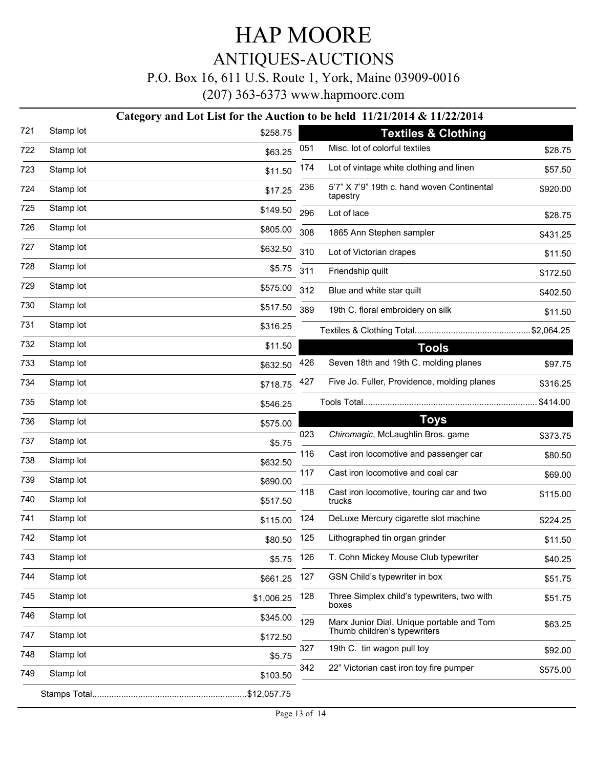# HAP MOORE

## ANTIQUES-AUCTIONS

P.O. Box 16, 611 U.S. Route 1, York, Maine 03909-0016

(207) 363-6373 www.hapmoore.com

### Category and Lot List for the Auction to be held 11/21/2014 & 11/22/2014

| Lot | Description | Price |
|---|---|---|
| 721 | Stamp lot | $258.75 |
| 722 | Stamp lot | $63.25 |
| 723 | Stamp lot | $11.50 |
| 724 | Stamp lot | $17.25 |
| 725 | Stamp lot | $149.50 |
| 726 | Stamp lot | $805.00 |
| 727 | Stamp lot | $632.50 |
| 728 | Stamp lot | $5.75 |
| 729 | Stamp lot | $575.00 |
| 730 | Stamp lot | $517.50 |
| 731 | Stamp lot | $316.25 |
| 732 | Stamp lot | $11.50 |
| 733 | Stamp lot | $632.50 |
| 734 | Stamp lot | $718.75 |
| 735 | Stamp lot | $546.25 |
| 736 | Stamp lot | $575.00 |
| 737 | Stamp lot | $5.75 |
| 738 | Stamp lot | $632.50 |
| 739 | Stamp lot | $690.00 |
| 740 | Stamp lot | $517.50 |
| 741 | Stamp lot | $115.00 |
| 742 | Stamp lot | $80.50 |
| 743 | Stamp lot | $5.75 |
| 744 | Stamp lot | $661.25 |
| 745 | Stamp lot | $1,006.25 |
| 746 | Stamp lot | $345.00 |
| 747 | Stamp lot | $172.50 |
| 748 | Stamp lot | $5.75 |
| 749 | Stamp lot | $103.50 |

Stamps Total...............................................................$12,057.75

### Textiles & Clothing

| Lot | Description | Price |
|---|---|---|
| 051 | Misc. lot of colorful textiles | $28.75 |
| 174 | Lot of vintage white clothing and linen | $57.50 |
| 236 | 5'7" X 7'9" 19th c. hand woven Continental tapestry | $920.00 |
| 296 | Lot of lace | $28.75 |
| 308 | 1865 Ann Stephen sampler | $431.25 |
| 310 | Lot of Victorian drapes | $11.50 |
| 311 | Friendship quilt | $172.50 |
| 312 | Blue and white star quilt | $402.50 |
| 389 | 19th C. floral embroidery on silk | $11.50 |

Textiles & Clothing Total................................................$2,064.25

### Tools

| Lot | Description | Price |
|---|---|---|
| 426 | Seven 18th and 19th C. molding planes | $97.75 |
| 427 | Five Jo. Fuller, Providence, molding planes | $316.25 |

Tools Total.......................................................................$414.00

### Toys

| Lot | Description | Price |
|---|---|---|
| 023 | *Chiromagic*, McLaughlin Bros. game | $373.75 |
| 116 | Cast iron locomotive and passenger car | $80.50 |
| 117 | Cast iron locomotive and coal car | $69.00 |
| 118 | Cast iron locomotive, touring car and two trucks | $115.00 |
| 124 | DeLuxe Mercury cigarette slot machine | $224.25 |
| 125 | Lithographed tin organ grinder | $11.50 |
| 126 | T. Cohn Mickey Mouse Club typewriter | $40.25 |
| 127 | GSN Child's typewriter in box | $51.75 |
| 128 | Three Simplex child's typewriters, two with boxes | $51.75 |
| 129 | Marx Junior Dial, Unique portable and Tom Thumb children's typewriters | $63.25 |
| 327 | 19th C. tin wagon pull toy | $92.00 |
| 342 | 22" Victorian cast iron toy fire pumper | $575.00 |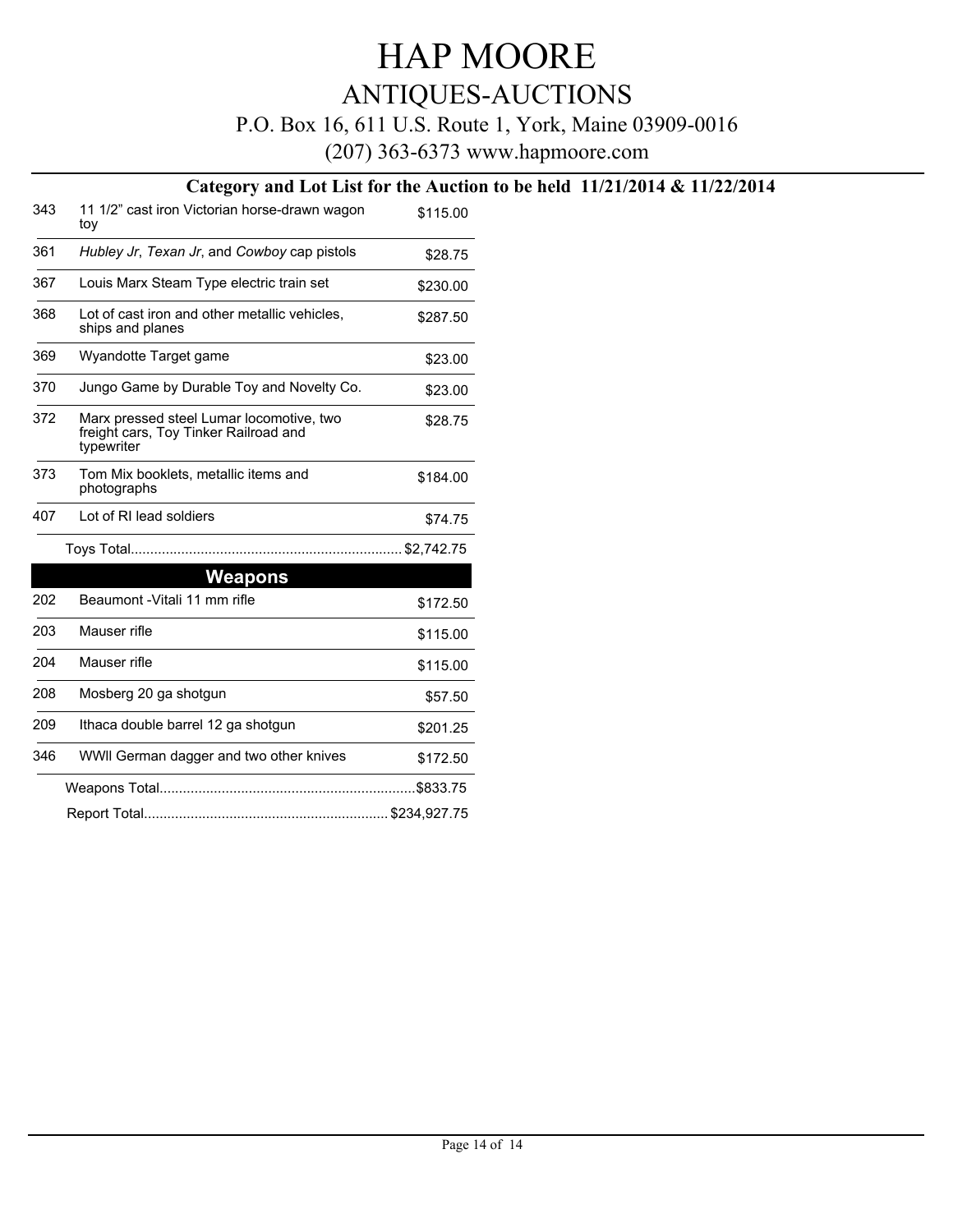# HAP MOORE

## ANTIQUES-AUCTIONS

P.O. Box 16, 611 U.S. Route 1, York, Maine 03909-0016

(207) 363-6373 www.hapmoore.com

### Category and Lot List for the Auction to be held 11/21/2014 & 11/22/2014

| | | |
|---|---|---|
| 343 | 11 1/2" cast iron Victorian horse-drawn wagon toy | $115.00 |
| 361 | *Hubley Jr*, *Texan Jr*, and *Cowboy* cap pistols | $28.75 |
| 367 | Louis Marx Steam Type electric train set | $230.00 |
| 368 | Lot of cast iron and other metallic vehicles, ships and planes | $287.50 |
| 369 | Wyandotte Target game | $23.00 |
| 370 | Jungo Game by Durable Toy and Novelty Co. | $23.00 |
| 372 | Marx pressed steel Lumar locomotive, two freight cars, Toy Tinker Railroad and typewriter | $28.75 |
| 373 | Tom Mix booklets, metallic items and photographs | $184.00 |
| 407 | Lot of RI lead soldiers | $74.75 |
| | Toys Total | $2,742.75 |

## Weapons

| | | |
|---|---|---|
| 202 | Beaumont -Vitali 11 mm rifle | $172.50 |
| 203 | Mauser rifle | $115.00 |
| 204 | Mauser rifle | $115.00 |
| 208 | Mosberg 20 ga shotgun | $57.50 |
| 209 | Ithaca double barrel 12 ga shotgun | $201.25 |
| 346 | WWII German dagger and two other knives | $172.50 |
| | Weapons Total | $833.75 |
| | Report Total | $234,927.75 |